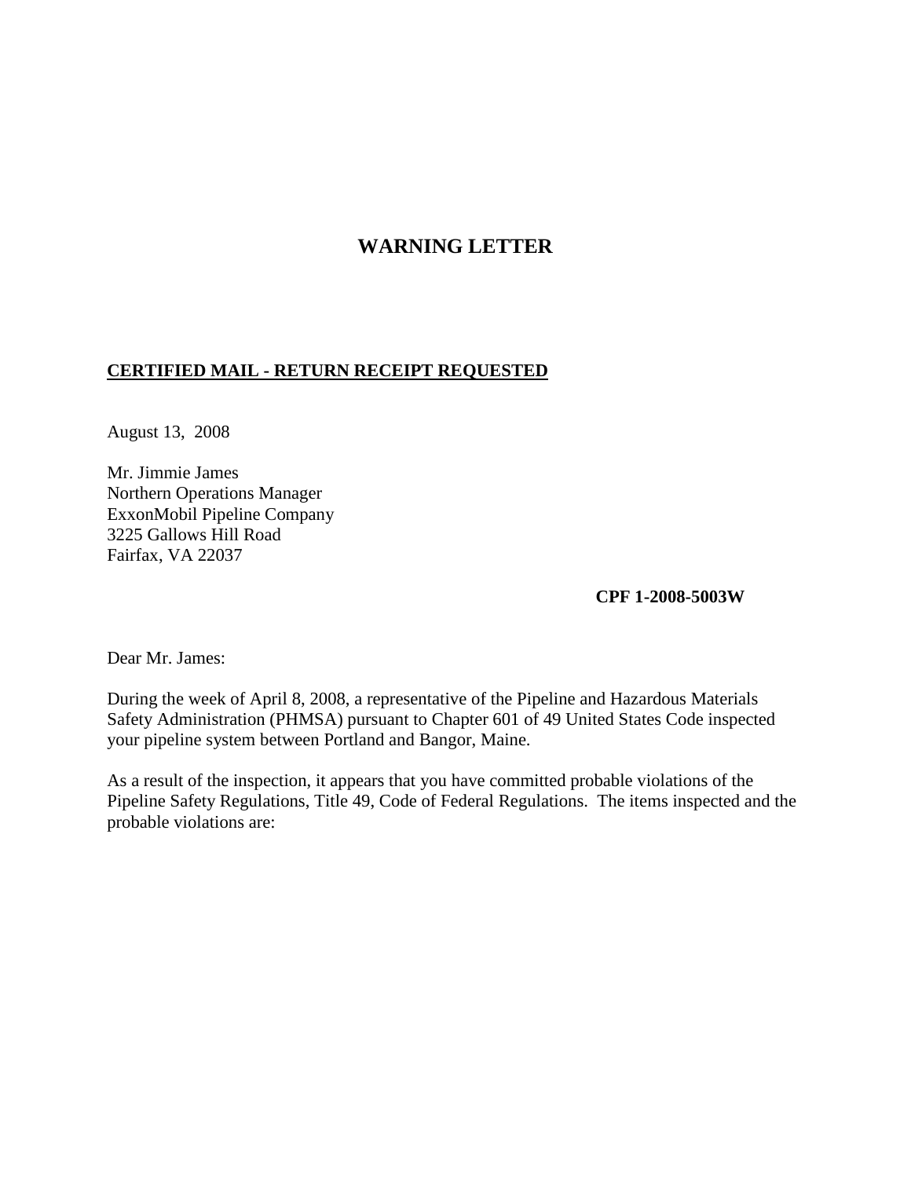# WARNING LETTER

**CERTIFIED MAIL - RETURN RECEIPT REQUESTED**

August 13, 2008

Mr. Jimmie James
Northern Operations Manager
ExxonMobil Pipeline Company
3225 Gallows Hill Road
Fairfax, VA 22037

**CPF 1-2008-5003W**

Dear Mr. James:

During the week of April 8, 2008, a representative of the Pipeline and Hazardous Materials Safety Administration (PHMSA) pursuant to Chapter 601 of 49 United States Code inspected your pipeline system between Portland and Bangor, Maine.

As a result of the inspection, it appears that you have committed probable violations of the Pipeline Safety Regulations, Title 49, Code of Federal Regulations. The items inspected and the probable violations are: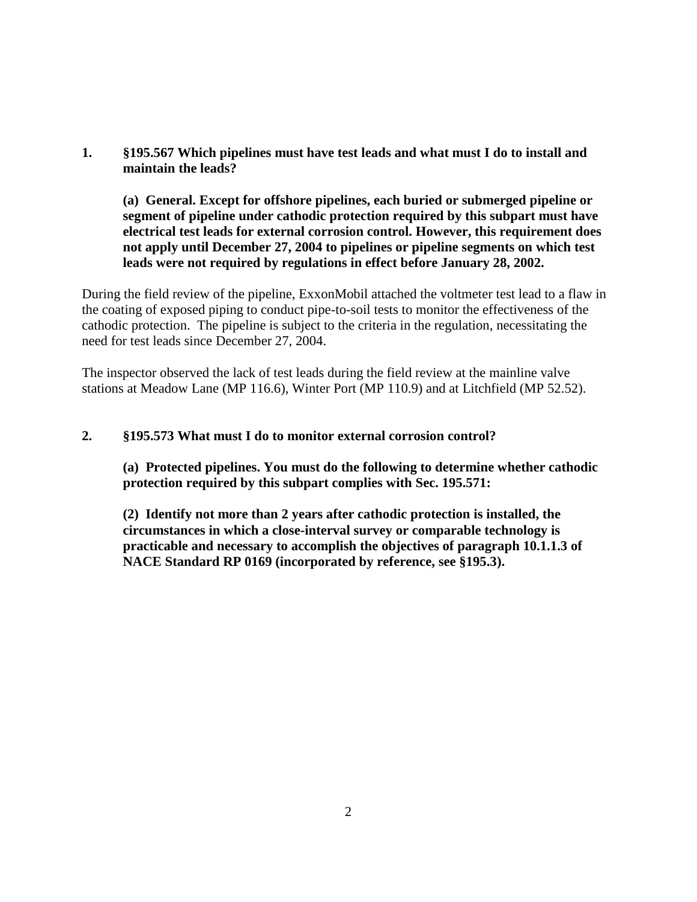**1. §195.567 Which pipelines must have test leads and what must I do to install and maintain the leads?**

**(a) General. Except for offshore pipelines, each buried or submerged pipeline or segment of pipeline under cathodic protection required by this subpart must have electrical test leads for external corrosion control. However, this requirement does not apply until December 27, 2004 to pipelines or pipeline segments on which test leads were not required by regulations in effect before January 28, 2002.**

During the field review of the pipeline, ExxonMobil attached the voltmeter test lead to a flaw in the coating of exposed piping to conduct pipe-to-soil tests to monitor the effectiveness of the cathodic protection. The pipeline is subject to the criteria in the regulation, necessitating the need for test leads since December 27, 2004.

The inspector observed the lack of test leads during the field review at the mainline valve stations at Meadow Lane (MP 116.6), Winter Port (MP 110.9) and at Litchfield (MP 52.52).

**2. §195.573 What must I do to monitor external corrosion control?**

**(a) Protected pipelines. You must do the following to determine whether cathodic protection required by this subpart complies with Sec. 195.571:**

**(2) Identify not more than 2 years after cathodic protection is installed, the circumstances in which a close-interval survey or comparable technology is practicable and necessary to accomplish the objectives of paragraph 10.1.1.3 of NACE Standard RP 0169 (incorporated by reference, see §195.3).**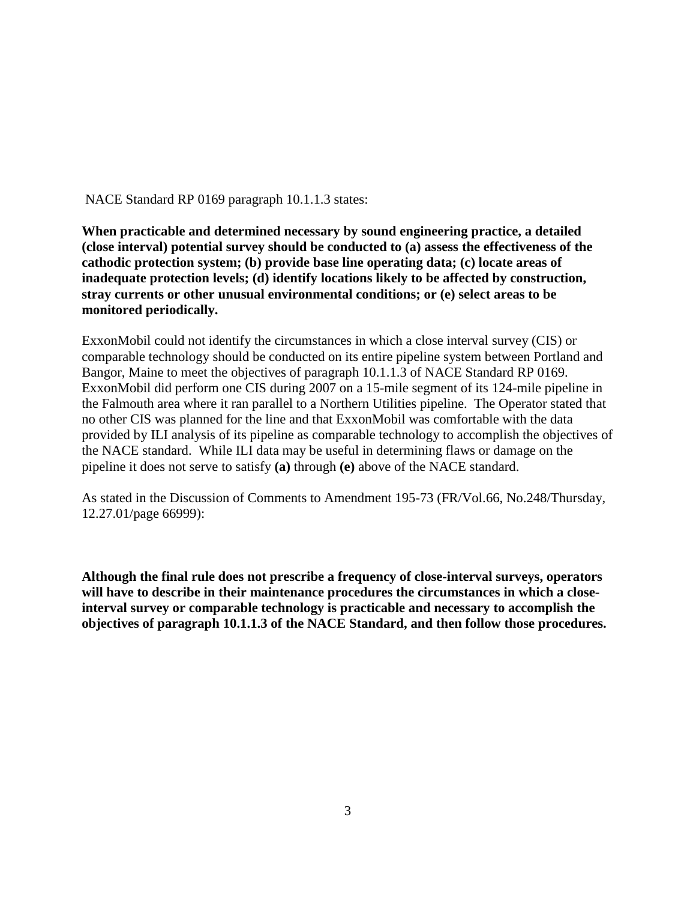NACE Standard RP 0169 paragraph 10.1.1.3 states:

**When practicable and determined necessary by sound engineering practice, a detailed (close interval) potential survey should be conducted to (a) assess the effectiveness of the cathodic protection system; (b) provide base line operating data; (c) locate areas of inadequate protection levels; (d) identify locations likely to be affected by construction, stray currents or other unusual environmental conditions; or (e) select areas to be monitored periodically.**

ExxonMobil could not identify the circumstances in which a close interval survey (CIS) or comparable technology should be conducted on its entire pipeline system between Portland and Bangor, Maine to meet the objectives of paragraph 10.1.1.3 of NACE Standard RP 0169. ExxonMobil did perform one CIS during 2007 on a 15-mile segment of its 124-mile pipeline in the Falmouth area where it ran parallel to a Northern Utilities pipeline. The Operator stated that no other CIS was planned for the line and that ExxonMobil was comfortable with the data provided by ILI analysis of its pipeline as comparable technology to accomplish the objectives of the NACE standard. While ILI data may be useful in determining flaws or damage on the pipeline it does not serve to satisfy **(a)** through **(e)** above of the NACE standard.

As stated in the Discussion of Comments to Amendment 195-73 (FR/Vol.66, No.248/Thursday, 12.27.01/page 66999):

**Although the final rule does not prescribe a frequency of close-interval surveys, operators will have to describe in their maintenance procedures the circumstances in which a close-interval survey or comparable technology is practicable and necessary to accomplish the objectives of paragraph 10.1.1.3 of the NACE Standard, and then follow those procedures.**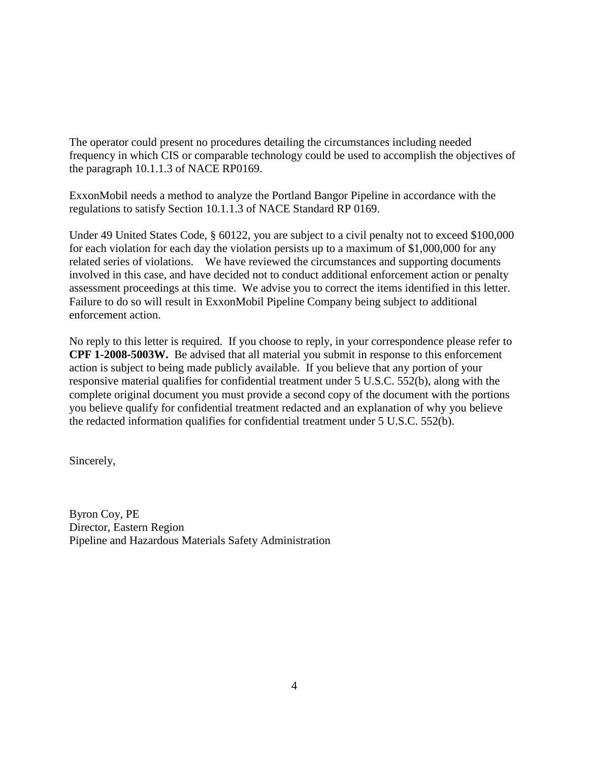The operator could present no procedures detailing the circumstances including needed frequency in which CIS or comparable technology could be used to accomplish the objectives of the paragraph 10.1.1.3 of NACE RP0169.

ExxonMobil needs a method to analyze the Portland Bangor Pipeline in accordance with the regulations to satisfy Section 10.1.1.3 of NACE Standard RP 0169.

Under 49 United States Code, § 60122, you are subject to a civil penalty not to exceed $100,000 for each violation for each day the violation persists up to a maximum of $1,000,000 for any related series of violations. We have reviewed the circumstances and supporting documents involved in this case, and have decided not to conduct additional enforcement action or penalty assessment proceedings at this time. We advise you to correct the items identified in this letter. Failure to do so will result in ExxonMobil Pipeline Company being subject to additional enforcement action.

No reply to this letter is required. If you choose to reply, in your correspondence please refer to **CPF 1-2008-5003W.** Be advised that all material you submit in response to this enforcement action is subject to being made publicly available. If you believe that any portion of your responsive material qualifies for confidential treatment under 5 U.S.C. 552(b), along with the complete original document you must provide a second copy of the document with the portions you believe qualify for confidential treatment redacted and an explanation of why you believe the redacted information qualifies for confidential treatment under 5 U.S.C. 552(b).

Sincerely,

Byron Coy, PE
Director, Eastern Region
Pipeline and Hazardous Materials Safety Administration